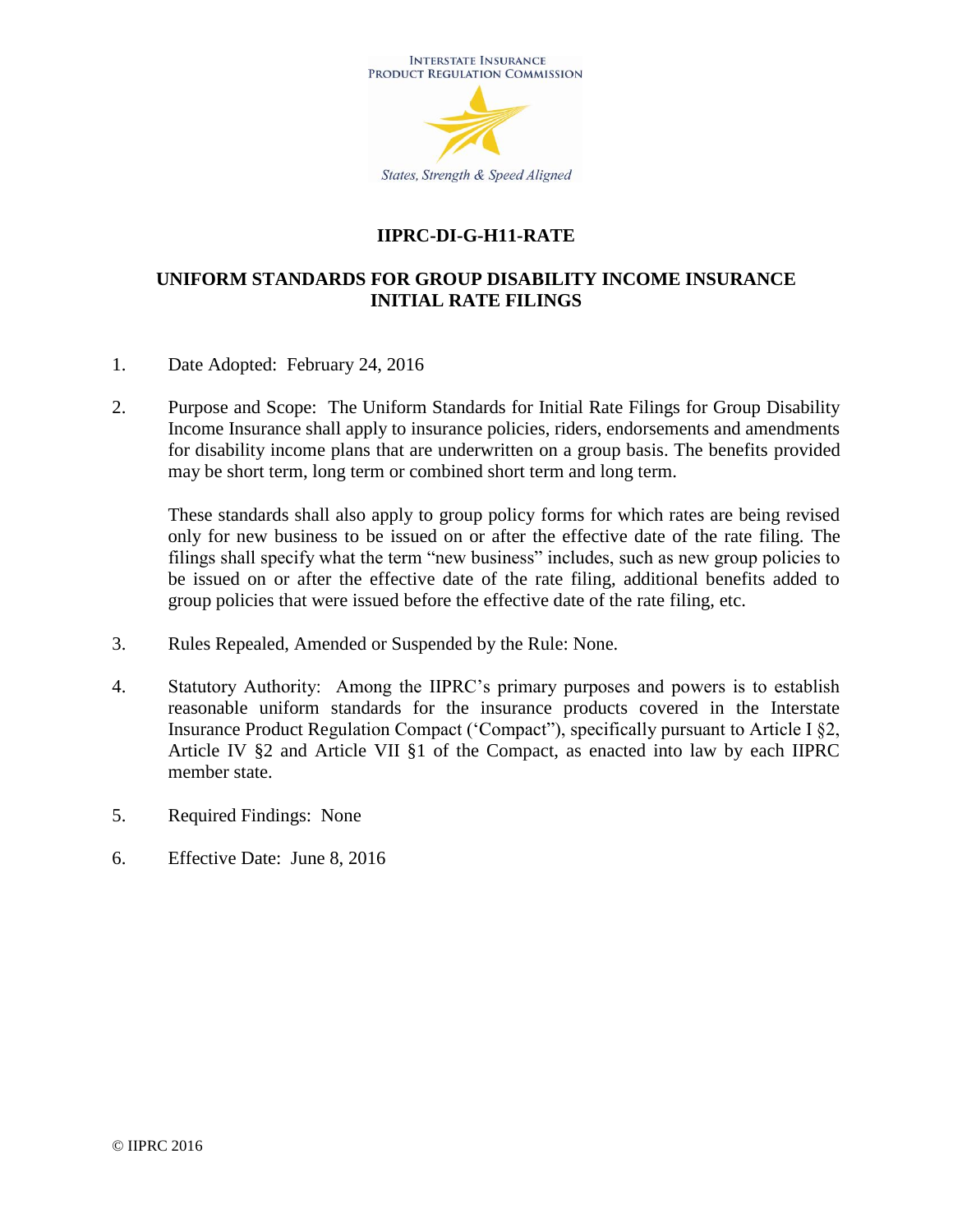INTERSTATE INSURANCE PRODUCT REGULATION COMMISSION

*States, Strength & Speed Aligned*

# IIPRC-DI-G-H11-RATE

## UNIFORM STANDARDS FOR GROUP DISABILITY INCOME INSURANCE INITIAL RATE FILINGS

1. Date Adopted: February 24, 2016

2. Purpose and Scope: The Uniform Standards for Initial Rate Filings for Group Disability Income Insurance shall apply to insurance policies, riders, endorsements and amendments for disability income plans that are underwritten on a group basis. The benefits provided may be short term, long term or combined short term and long term.

   These standards shall also apply to group policy forms for which rates are being revised only for new business to be issued on or after the effective date of the rate filing. The filings shall specify what the term "new business" includes, such as new group policies to be issued on or after the effective date of the rate filing, additional benefits added to group policies that were issued before the effective date of the rate filing, etc.

3. Rules Repealed, Amended or Suspended by the Rule: None.

4. Statutory Authority: Among the IIPRC's primary purposes and powers is to establish reasonable uniform standards for the insurance products covered in the Interstate Insurance Product Regulation Compact ('Compact"), specifically pursuant to Article I §2, Article IV §2 and Article VII §1 of the Compact, as enacted into law by each IIPRC member state.

5. Required Findings: None

6. Effective Date: June 8, 2016

© IIPRC 2016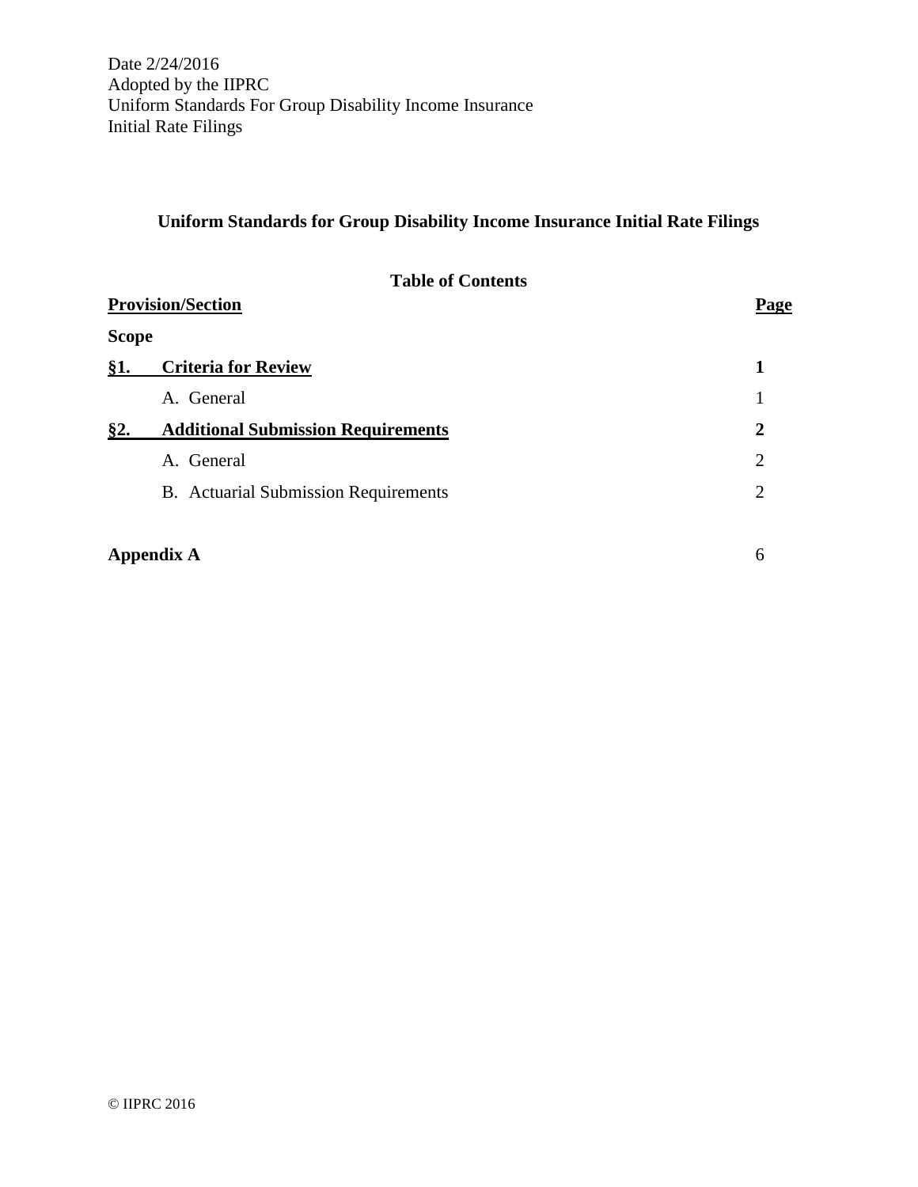Date 2/24/2016
Adopted by the IIPRC
Uniform Standards For Group Disability Income Insurance
Initial Rate Filings

## Uniform Standards for Group Disability Income Insurance Initial Rate Filings

### Table of Contents

| Provision/Section | Page |
|---|---|
| **Scope** | |
| **§1. Criteria for Review** | **1** |
| A. General | 1 |
| **§2. Additional Submission Requirements** | **2** |
| A. General | 2 |
| B. Actuarial Submission Requirements | 2 |
| **Appendix A** | 6 |

© IIPRC 2016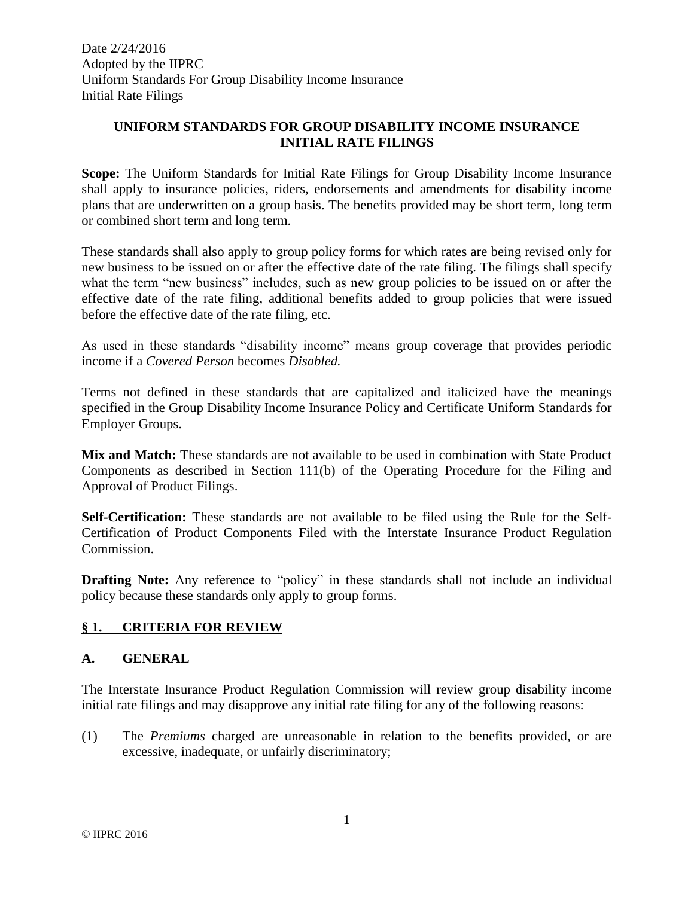# UNIFORM STANDARDS FOR GROUP DISABILITY INCOME INSURANCE INITIAL RATE FILINGS

**Scope:** The Uniform Standards for Initial Rate Filings for Group Disability Income Insurance shall apply to insurance policies, riders, endorsements and amendments for disability income plans that are underwritten on a group basis. The benefits provided may be short term, long term or combined short term and long term.

These standards shall also apply to group policy forms for which rates are being revised only for new business to be issued on or after the effective date of the rate filing. The filings shall specify what the term "new business" includes, such as new group policies to be issued on or after the effective date of the rate filing, additional benefits added to group policies that were issued before the effective date of the rate filing, etc.

As used in these standards "disability income" means group coverage that provides periodic income if a *Covered Person* becomes *Disabled.*

Terms not defined in these standards that are capitalized and italicized have the meanings specified in the Group Disability Income Insurance Policy and Certificate Uniform Standards for Employer Groups.

**Mix and Match:** These standards are not available to be used in combination with State Product Components as described in Section 111(b) of the Operating Procedure for the Filing and Approval of Product Filings.

**Self-Certification:** These standards are not available to be filed using the Rule for the Self-Certification of Product Components Filed with the Interstate Insurance Product Regulation Commission.

**Drafting Note:** Any reference to "policy" in these standards shall not include an individual policy because these standards only apply to group forms.

## § 1. CRITERIA FOR REVIEW

### A. GENERAL

The Interstate Insurance Product Regulation Commission will review group disability income initial rate filings and may disapprove any initial rate filing for any of the following reasons:

(1) The *Premiums* charged are unreasonable in relation to the benefits provided, or are excessive, inadequate, or unfairly discriminatory;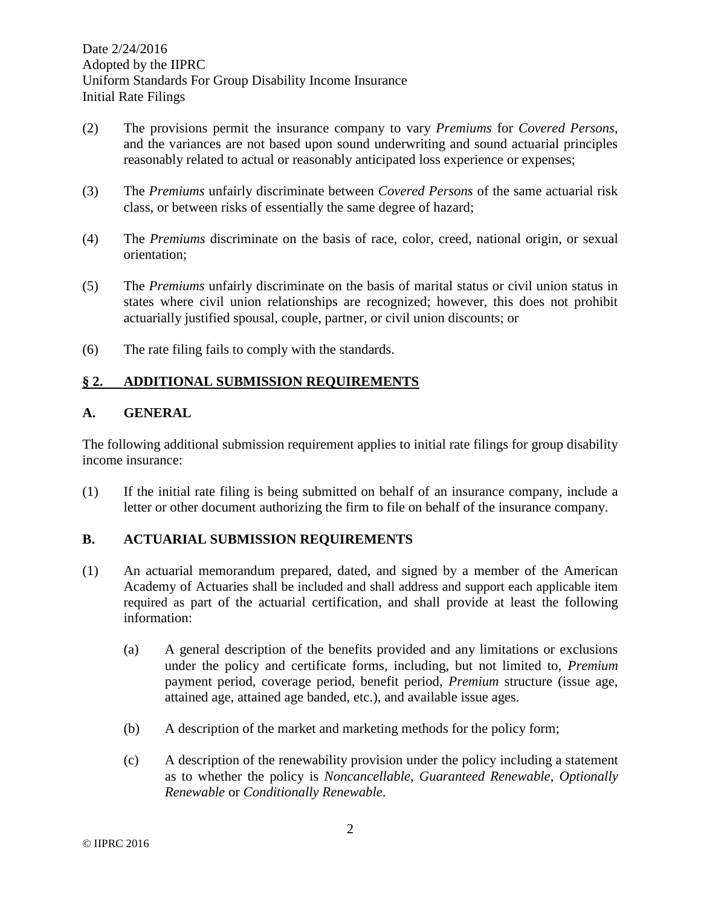(2) The provisions permit the insurance company to vary *Premiums* for *Covered Persons*, and the variances are not based upon sound underwriting and sound actuarial principles reasonably related to actual or reasonably anticipated loss experience or expenses;

(3) The *Premiums* unfairly discriminate between *Covered Persons* of the same actuarial risk class, or between risks of essentially the same degree of hazard;

(4) The *Premiums* discriminate on the basis of race, color, creed, national origin, or sexual orientation;

(5) The *Premiums* unfairly discriminate on the basis of marital status or civil union status in states where civil union relationships are recognized; however, this does not prohibit actuarially justified spousal, couple, partner, or civil union discounts; or

(6) The rate filing fails to comply with the standards.

## § 2. ADDITIONAL SUBMISSION REQUIREMENTS

### A. GENERAL

The following additional submission requirement applies to initial rate filings for group disability income insurance:

(1) If the initial rate filing is being submitted on behalf of an insurance company, include a letter or other document authorizing the firm to file on behalf of the insurance company.

### B. ACTUARIAL SUBMISSION REQUIREMENTS

(1) An actuarial memorandum prepared, dated, and signed by a member of the American Academy of Actuaries shall be included and shall address and support each applicable item required as part of the actuarial certification, and shall provide at least the following information:

   (a) A general description of the benefits provided and any limitations or exclusions under the policy and certificate forms, including, but not limited to, *Premium* payment period, coverage period, benefit period, *Premium* structure (issue age, attained age, attained age banded, etc.), and available issue ages.

   (b) A description of the market and marketing methods for the policy form;

   (c) A description of the renewability provision under the policy including a statement as to whether the policy is *Noncancellable*, *Guaranteed Renewable*, *Optionally Renewable* or *Conditionally Renewable*.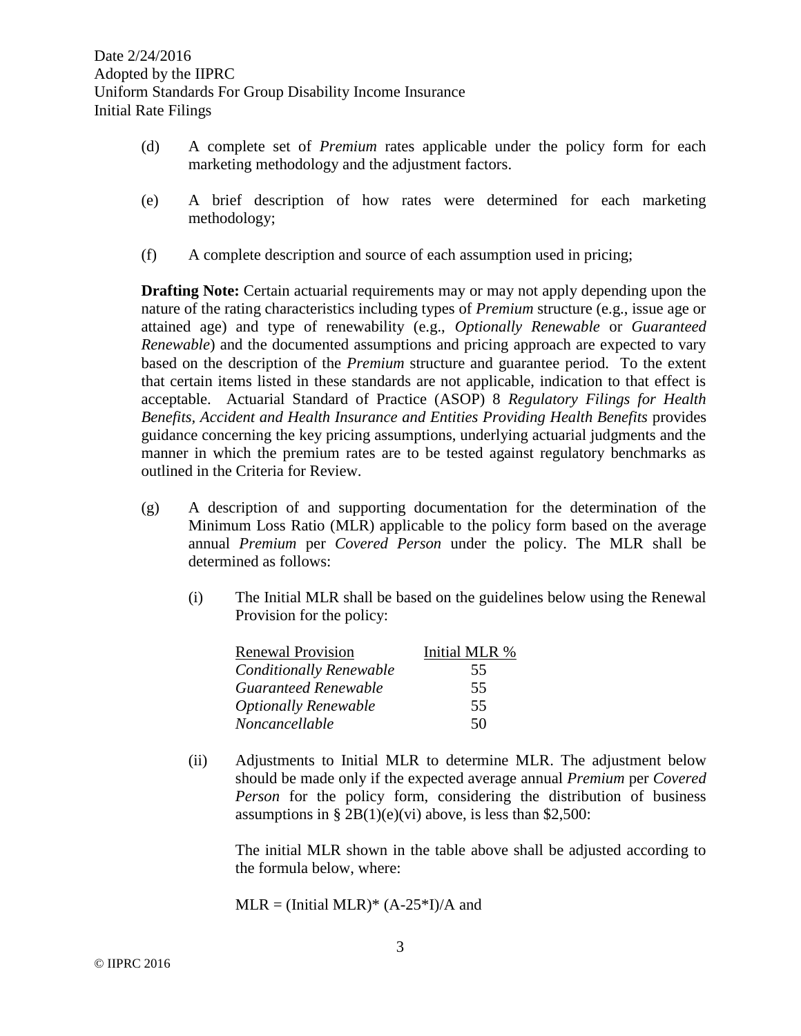(d) A complete set of *Premium* rates applicable under the policy form for each marketing methodology and the adjustment factors.

(e) A brief description of how rates were determined for each marketing methodology;

(f) A complete description and source of each assumption used in pricing;

**Drafting Note:** Certain actuarial requirements may or may not apply depending upon the nature of the rating characteristics including types of *Premium* structure (e.g., issue age or attained age) and type of renewability (e.g., *Optionally Renewable* or *Guaranteed Renewable*) and the documented assumptions and pricing approach are expected to vary based on the description of the *Premium* structure and guarantee period. To the extent that certain items listed in these standards are not applicable, indication to that effect is acceptable. Actuarial Standard of Practice (ASOP) 8 *Regulatory Filings for Health Benefits, Accident and Health Insurance and Entities Providing Health Benefits* provides guidance concerning the key pricing assumptions, underlying actuarial judgments and the manner in which the premium rates are to be tested against regulatory benchmarks as outlined in the Criteria for Review.

(g) A description of and supporting documentation for the determination of the Minimum Loss Ratio (MLR) applicable to the policy form based on the average annual *Premium* per *Covered Person* under the policy. The MLR shall be determined as follows:

(i) The Initial MLR shall be based on the guidelines below using the Renewal Provision for the policy:

| Renewal Provision | Initial MLR % |
|---|---|
| *Conditionally Renewable* | 55 |
| *Guaranteed Renewable* | 55 |
| *Optionally Renewable* | 55 |
| *Noncancellable* | 50 |

(ii) Adjustments to Initial MLR to determine MLR. The adjustment below should be made only if the expected average annual *Premium* per *Covered Person* for the policy form, considering the distribution of business assumptions in § 2B(1)(e)(vi) above, is less than $2,500:

The initial MLR shown in the table above shall be adjusted according to the formula below, where:

$\text{MLR} = (\text{Initial MLR}) * (A - 25 * I)/A$ and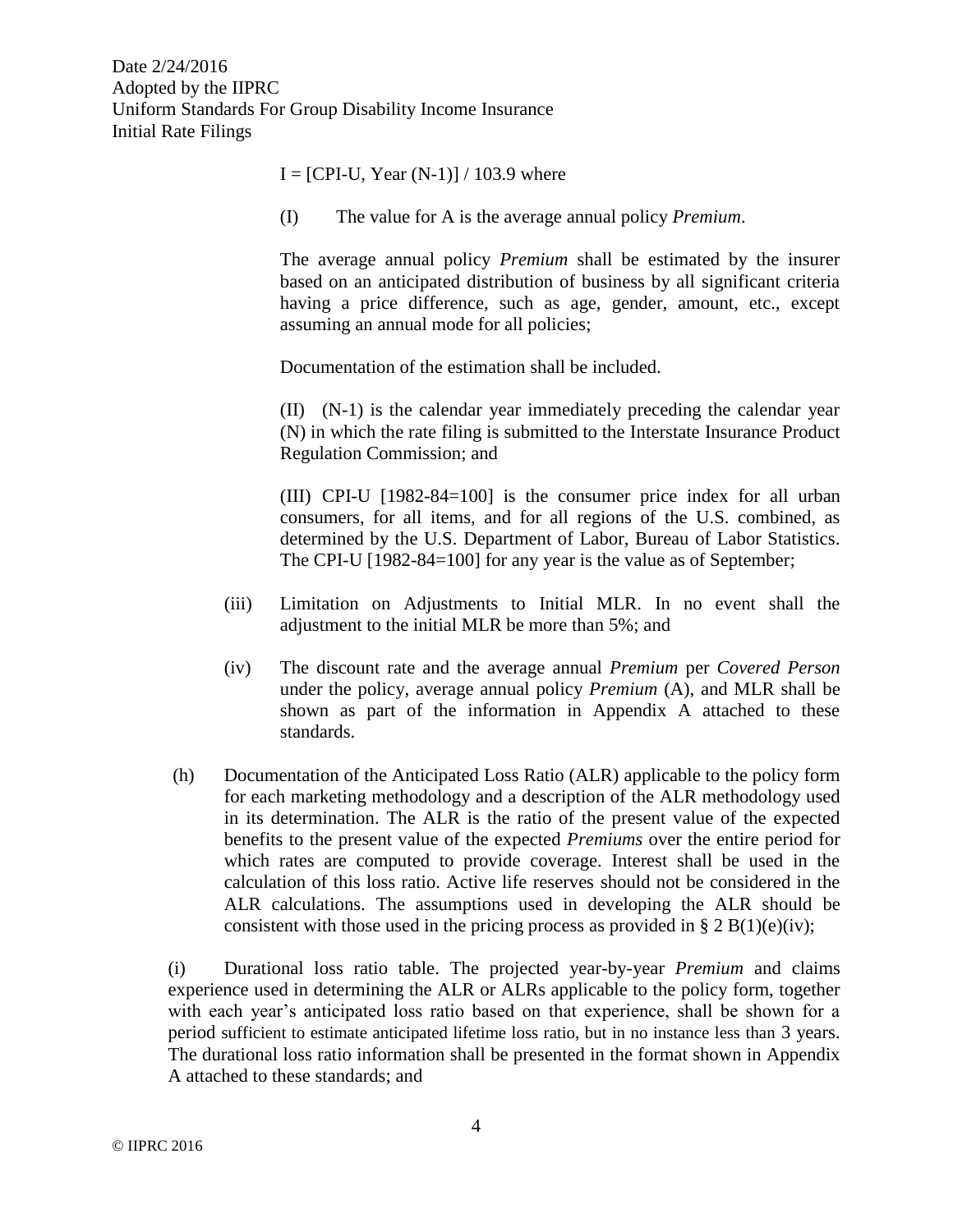I = [CPI-U, Year (N-1)] / 103.9 where

(I) The value for A is the average annual policy *Premium*.

The average annual policy *Premium* shall be estimated by the insurer based on an anticipated distribution of business by all significant criteria having a price difference, such as age, gender, amount, etc., except assuming an annual mode for all policies;

Documentation of the estimation shall be included.

(II) (N-1) is the calendar year immediately preceding the calendar year (N) in which the rate filing is submitted to the Interstate Insurance Product Regulation Commission; and

(III) CPI-U [1982-84=100] is the consumer price index for all urban consumers, for all items, and for all regions of the U.S. combined, as determined by the U.S. Department of Labor, Bureau of Labor Statistics. The CPI-U [1982-84=100] for any year is the value as of September;

(iii) Limitation on Adjustments to Initial MLR. In no event shall the adjustment to the initial MLR be more than 5%; and

(iv) The discount rate and the average annual *Premium* per *Covered Person* under the policy, average annual policy *Premium* (A), and MLR shall be shown as part of the information in Appendix A attached to these standards.

(h) Documentation of the Anticipated Loss Ratio (ALR) applicable to the policy form for each marketing methodology and a description of the ALR methodology used in its determination. The ALR is the ratio of the present value of the expected benefits to the present value of the expected *Premiums* over the entire period for which rates are computed to provide coverage. Interest shall be used in the calculation of this loss ratio. Active life reserves should not be considered in the ALR calculations. The assumptions used in developing the ALR should be consistent with those used in the pricing process as provided in § 2 B(1)(e)(iv);

(i) Durational loss ratio table. The projected year-by-year *Premium* and claims experience used in determining the ALR or ALRs applicable to the policy form, together with each year's anticipated loss ratio based on that experience, shall be shown for a period sufficient to estimate anticipated lifetime loss ratio, but in no instance less than 3 years. The durational loss ratio information shall be presented in the format shown in Appendix A attached to these standards; and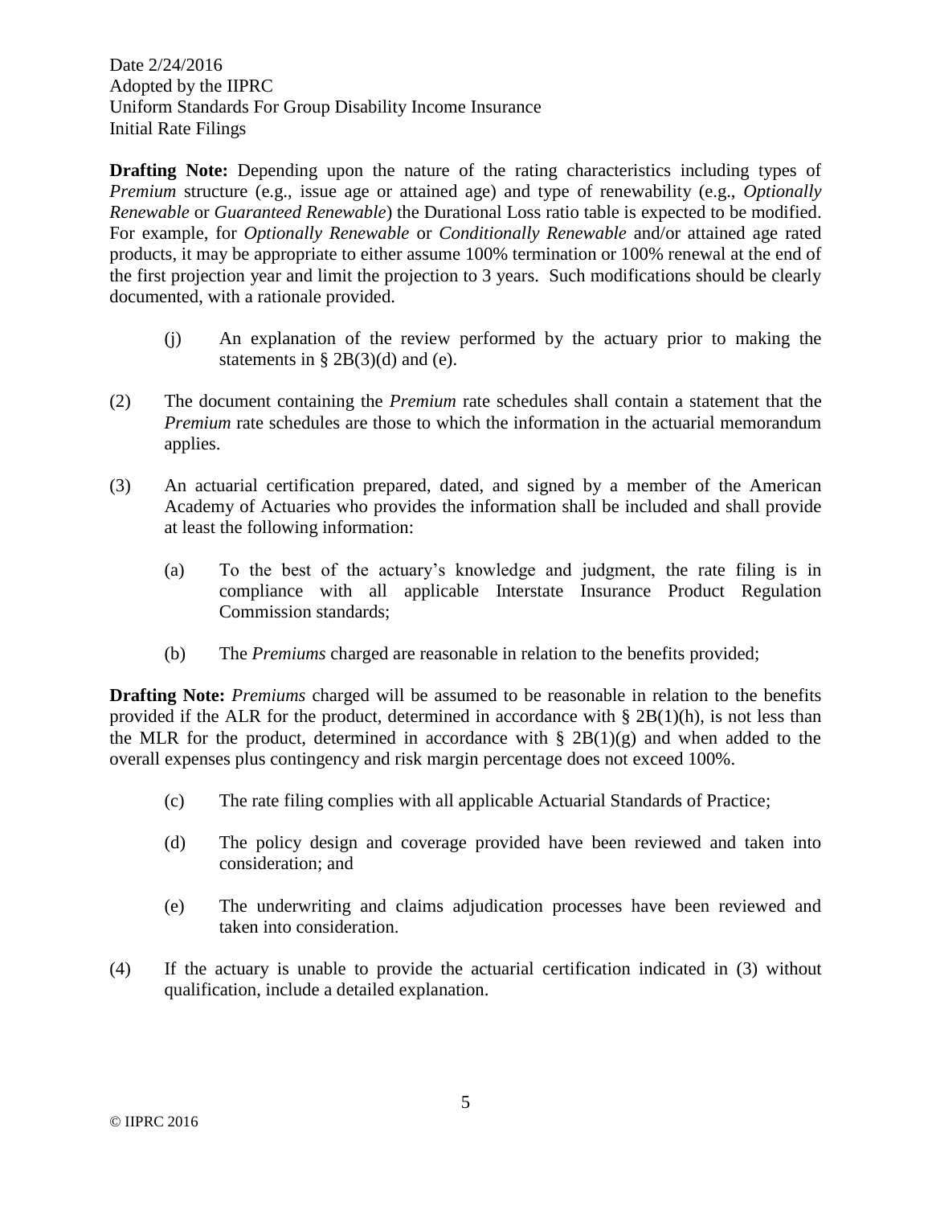**Drafting Note:** Depending upon the nature of the rating characteristics including types of *Premium* structure (e.g., issue age or attained age) and type of renewability (e.g., *Optionally Renewable* or *Guaranteed Renewable*) the Durational Loss ratio table is expected to be modified. For example, for *Optionally Renewable* or *Conditionally Renewable* and/or attained age rated products, it may be appropriate to either assume 100% termination or 100% renewal at the end of the first projection year and limit the projection to 3 years. Such modifications should be clearly documented, with a rationale provided.

(j) An explanation of the review performed by the actuary prior to making the statements in § 2B(3)(d) and (e).

(2) The document containing the *Premium* rate schedules shall contain a statement that the *Premium* rate schedules are those to which the information in the actuarial memorandum applies.

(3) An actuarial certification prepared, dated, and signed by a member of the American Academy of Actuaries who provides the information shall be included and shall provide at least the following information:

(a) To the best of the actuary's knowledge and judgment, the rate filing is in compliance with all applicable Interstate Insurance Product Regulation Commission standards;

(b) The *Premiums* charged are reasonable in relation to the benefits provided;

**Drafting Note:** *Premiums* charged will be assumed to be reasonable in relation to the benefits provided if the ALR for the product, determined in accordance with § 2B(1)(h), is not less than the MLR for the product, determined in accordance with § 2B(1)(g) and when added to the overall expenses plus contingency and risk margin percentage does not exceed 100%.

(c) The rate filing complies with all applicable Actuarial Standards of Practice;

(d) The policy design and coverage provided have been reviewed and taken into consideration; and

(e) The underwriting and claims adjudication processes have been reviewed and taken into consideration.

(4) If the actuary is unable to provide the actuarial certification indicated in (3) without qualification, include a detailed explanation.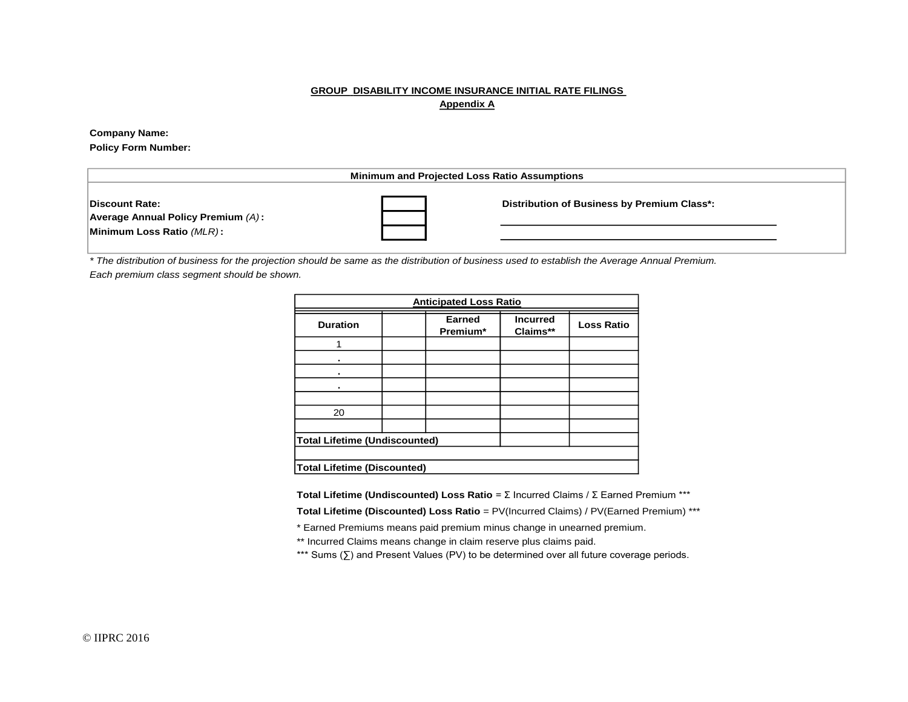# GROUP DISABILITY INCOME INSURANCE INITIAL RATE FILINGS

## Appendix A

**Company Name:**

**Policy Form Number:**

| Minimum and Projected Loss Ratio Assumptions | | |
|---|---|---|
| **Discount Rate:** | | **Distribution of Business by Premium Class*:** |
| **Average Annual Policy Premium** *(A)* **:** | | |
| **Minimum Loss Ratio** *(MLR)* **:** | | |

*\* The distribution of business for the projection should be same as the distribution of business used to establish the Average Annual Premium.*
*Each premium class segment should be shown.*

| Anticipated Loss Ratio | | | | |
|---|---|---|---|---|
| **Duration** | | **Earned Premium*** | **Incurred Claims**** | **Loss Ratio** |
| 1 | | | | |
| . | | | | |
| . | | | | |
| . | | | | |
| | | | | |
| 20 | | | | |
| | | | | |
| **Total Lifetime (Undiscounted)** | | | | |
| | | | | |
| **Total Lifetime (Discounted)** | | | | |

**Total Lifetime (Undiscounted) Loss Ratio** = Σ Incurred Claims / Σ Earned Premium ***

**Total Lifetime (Discounted) Loss Ratio** = PV(Incurred Claims) / PV(Earned Premium) ***

\* Earned Premiums means paid premium minus change in unearned premium.

\*\* Incurred Claims means change in claim reserve plus claims paid.

\*\*\* Sums (∑) and Present Values (PV) to be determined over all future coverage periods.

© IIPRC 2016